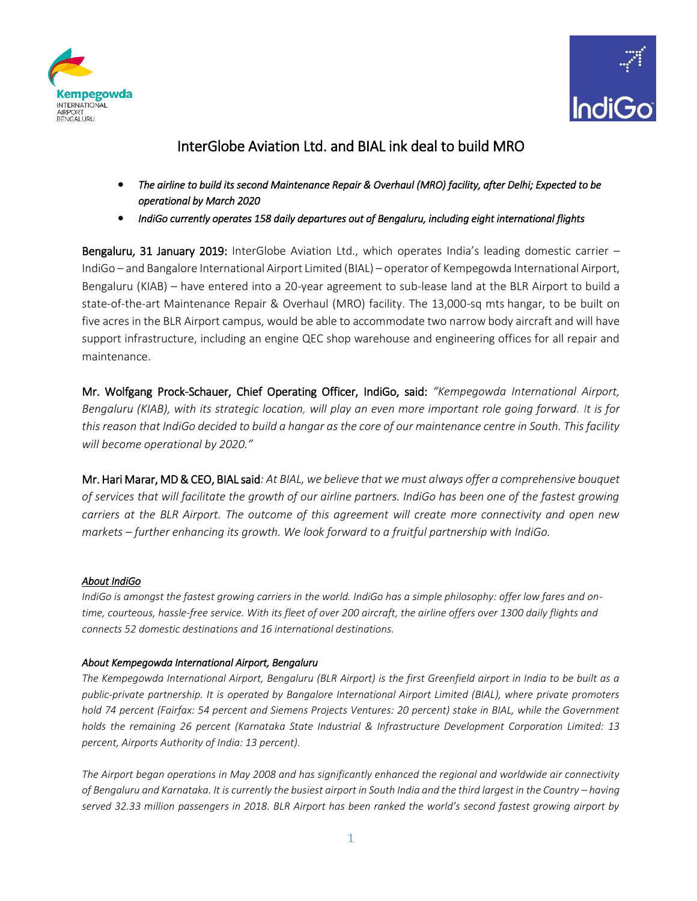# InterGlobe Aviation Ltd. and BIAL ink deal to build MRO

- *The airline to build its second Maintenance Repair & Overhaul (MRO) facility, after Delhi; Expected to be operational by March 2020*
- *IndiGo currently operates 158 daily departures out of Bengaluru, including eight international flights*

**Bengaluru, 31 January 2019:** InterGlobe Aviation Ltd., which operates India's leading domestic carrier – IndiGo – and Bangalore International Airport Limited (BIAL) – operator of Kempegowda International Airport, Bengaluru (KIAB) – have entered into a 20-year agreement to sub-lease land at the BLR Airport to build a state-of-the-art Maintenance Repair & Overhaul (MRO) facility. The 13,000-sq mts hangar, to be built on five acres in the BLR Airport campus, would be able to accommodate two narrow body aircraft and will have support infrastructure, including an engine QEC shop warehouse and engineering offices for all repair and maintenance.

**Mr. Wolfgang Prock-Schauer, Chief Operating Officer, IndiGo, said:** *"Kempegowda International Airport, Bengaluru (KIAB), with its strategic location, will play an even more important role going forward. It is for this reason that IndiGo decided to build a hangar as the core of our maintenance centre in South. This facility will become operational by 2020."*

**Mr. Hari Marar, MD & CEO, BIAL said**: *At BIAL, we believe that we must always offer a comprehensive bouquet of services that will facilitate the growth of our airline partners. IndiGo has been one of the fastest growing carriers at the BLR Airport. The outcome of this agreement will create more connectivity and open new markets – further enhancing its growth. We look forward to a fruitful partnership with IndiGo.*

***About IndiGo***

*IndiGo is amongst the fastest growing carriers in the world. IndiGo has a simple philosophy: offer low fares and on-time, courteous, hassle-free service. With its fleet of over 200 aircraft, the airline offers over 1300 daily flights and connects 52 domestic destinations and 16 international destinations.*

***About Kempegowda International Airport, Bengaluru***

*The Kempegowda International Airport, Bengaluru (BLR Airport) is the first Greenfield airport in India to be built as a public-private partnership. It is operated by Bangalore International Airport Limited (BIAL), where private promoters hold 74 percent (Fairfax: 54 percent and Siemens Projects Ventures: 20 percent) stake in BIAL, while the Government holds the remaining 26 percent (Karnataka State Industrial & Infrastructure Development Corporation Limited: 13 percent, Airports Authority of India: 13 percent).*

*The Airport began operations in May 2008 and has significantly enhanced the regional and worldwide air connectivity of Bengaluru and Karnataka. It is currently the busiest airport in South India and the third largest in the Country – having served 32.33 million passengers in 2018. BLR Airport has been ranked the world's second fastest growing airport by*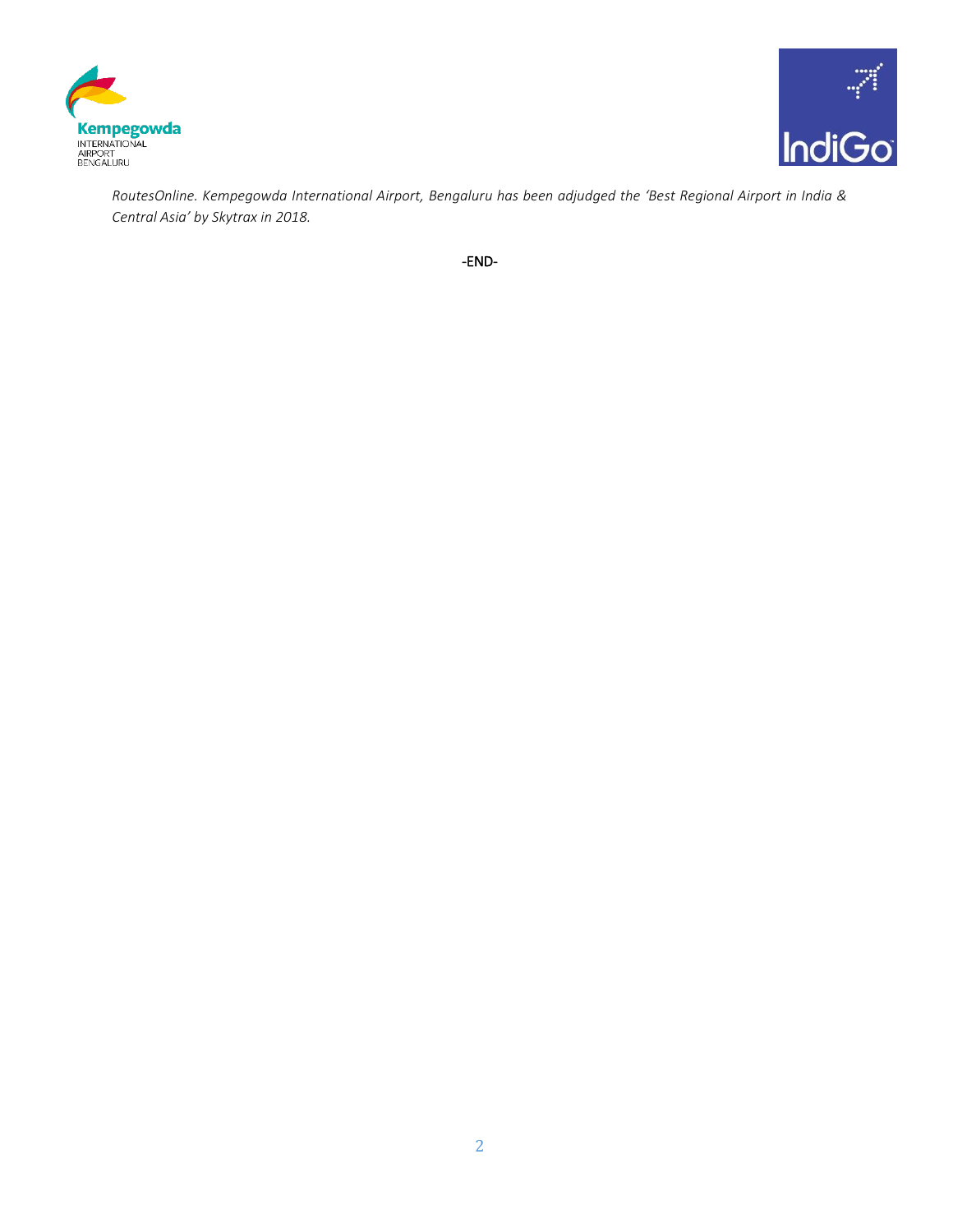*RoutesOnline. Kempegowda International Airport, Bengaluru has been adjudged the 'Best Regional Airport in India & Central Asia' by Skytrax in 2018.*

-END-